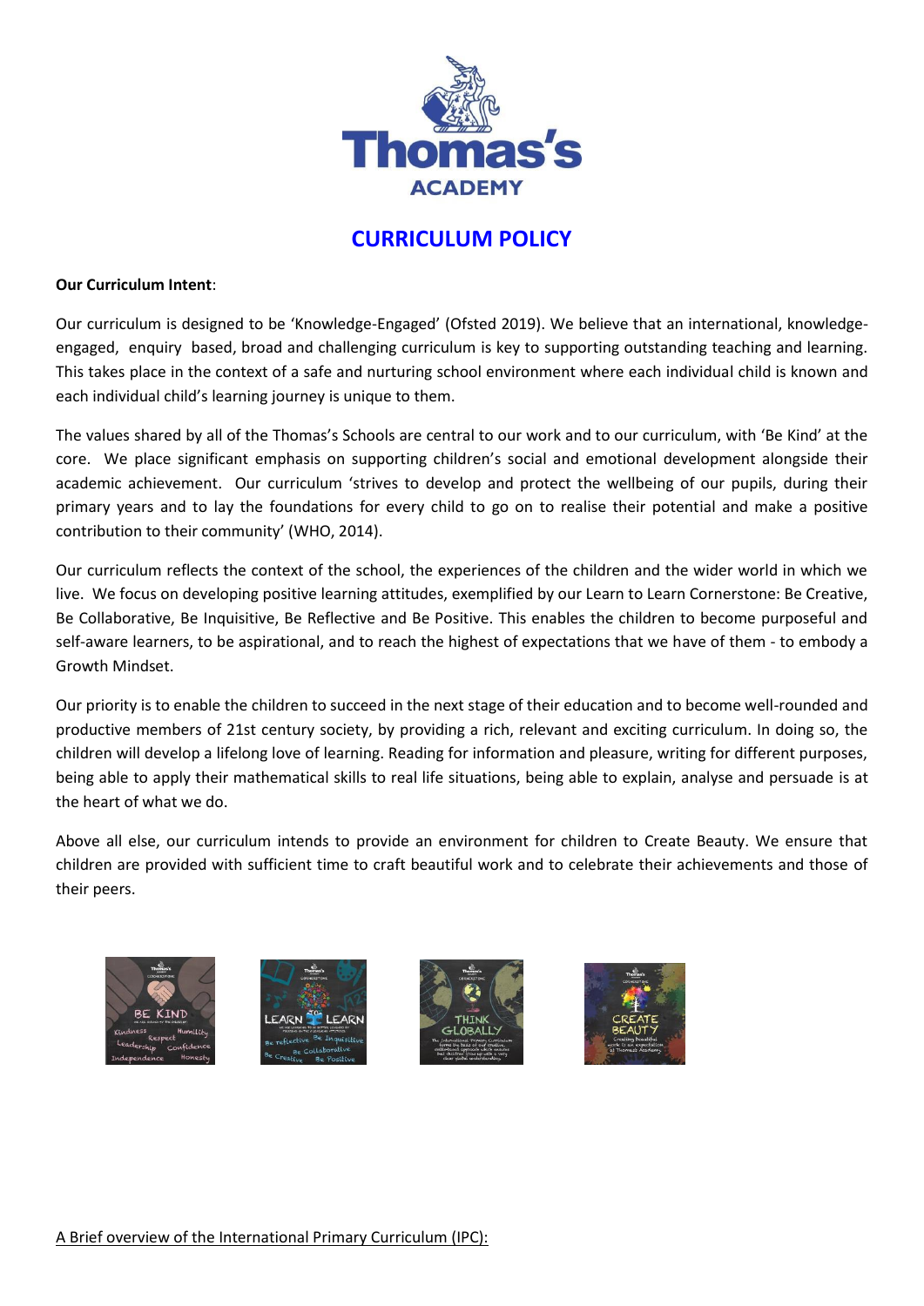# CURRICULUM POLICY

**Our Curriculum Intent**:

Our curriculum is designed to be 'Knowledge-Engaged' (Ofsted 2019). We believe that an international, knowledge-engaged, enquiry based, broad and challenging curriculum is key to supporting outstanding teaching and learning. This takes place in the context of a safe and nurturing school environment where each individual child is known and each individual child's learning journey is unique to them.

The values shared by all of the Thomas's Schools are central to our work and to our curriculum, with 'Be Kind' at the core. We place significant emphasis on supporting children's social and emotional development alongside their academic achievement. Our curriculum 'strives to develop and protect the wellbeing of our pupils, during their primary years and to lay the foundations for every child to go on to realise their potential and make a positive contribution to their community' (WHO, 2014).

Our curriculum reflects the context of the school, the experiences of the children and the wider world in which we live. We focus on developing positive learning attitudes, exemplified by our Learn to Learn Cornerstone: Be Creative, Be Collaborative, Be Inquisitive, Be Reflective and Be Positive. This enables the children to become purposeful and self-aware learners, to be aspirational, and to reach the highest of expectations that we have of them - to embody a Growth Mindset.

Our priority is to enable the children to succeed in the next stage of their education and to become well-rounded and productive members of 21st century society, by providing a rich, relevant and exciting curriculum. In doing so, the children will develop a lifelong love of learning. Reading for information and pleasure, writing for different purposes, being able to apply their mathematical skills to real life situations, being able to explain, analyse and persuade is at the heart of what we do.

Above all else, our curriculum intends to provide an environment for children to Create Beauty. We ensure that children are provided with sufficient time to craft beautiful work and to celebrate their achievements and those of their peers.

<u>A Brief overview of the International Primary Curriculum (IPC):</u>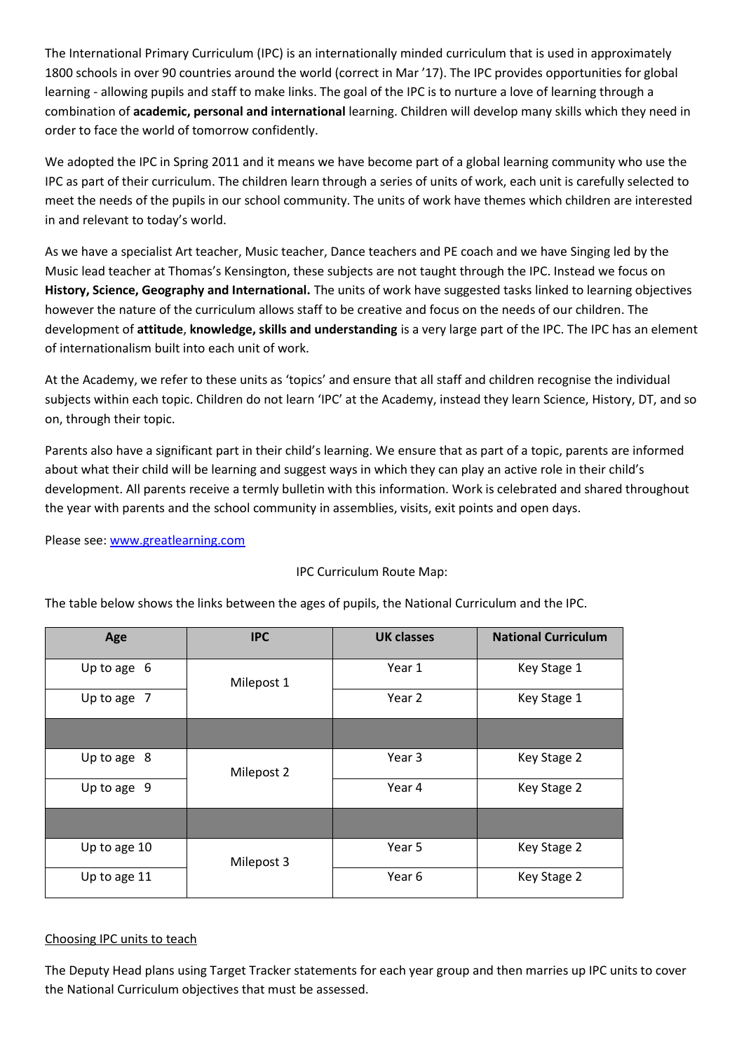The International Primary Curriculum (IPC) is an internationally minded curriculum that is used in approximately 1800 schools in over 90 countries around the world (correct in Mar '17). The IPC provides opportunities for global learning - allowing pupils and staff to make links. The goal of the IPC is to nurture a love of learning through a combination of **academic, personal and international** learning. Children will develop many skills which they need in order to face the world of tomorrow confidently.

We adopted the IPC in Spring 2011 and it means we have become part of a global learning community who use the IPC as part of their curriculum. The children learn through a series of units of work, each unit is carefully selected to meet the needs of the pupils in our school community. The units of work have themes which children are interested in and relevant to today's world.

As we have a specialist Art teacher, Music teacher, Dance teachers and PE coach and we have Singing led by the Music lead teacher at Thomas's Kensington, these subjects are not taught through the IPC. Instead we focus on **History, Science, Geography and International.** The units of work have suggested tasks linked to learning objectives however the nature of the curriculum allows staff to be creative and focus on the needs of our children. The development of **attitude**, **knowledge, skills and understanding** is a very large part of the IPC. The IPC has an element of internationalism built into each unit of work.

At the Academy, we refer to these units as 'topics' and ensure that all staff and children recognise the individual subjects within each topic. Children do not learn 'IPC' at the Academy, instead they learn Science, History, DT, and so on, through their topic.

Parents also have a significant part in their child's learning. We ensure that as part of a topic, parents are informed about what their child will be learning and suggest ways in which they can play an active role in their child's development. All parents receive a termly bulletin with this information. Work is celebrated and shared throughout the year with parents and the school community in assemblies, visits, exit points and open days.

Please see: [www.greatlearning.com](http://www.greatlearning.com)

IPC Curriculum Route Map:

The table below shows the links between the ages of pupils, the National Curriculum and the IPC.

| Age | IPC | UK classes | National Curriculum |
|---|---|---|---|
| Up to age 6 | Milepost 1 | Year 1 | Key Stage 1 |
| Up to age 7 | | Year 2 | Key Stage 1 |
| | | | |
| Up to age 8 | Milepost 2 | Year 3 | Key Stage 2 |
| Up to age 9 | | Year 4 | Key Stage 2 |
| | | | |
| Up to age 10 | Milepost 3 | Year 5 | Key Stage 2 |
| Up to age 11 | | Year 6 | Key Stage 2 |

## Choosing IPC units to teach

The Deputy Head plans using Target Tracker statements for each year group and then marries up IPC units to cover the National Curriculum objectives that must be assessed.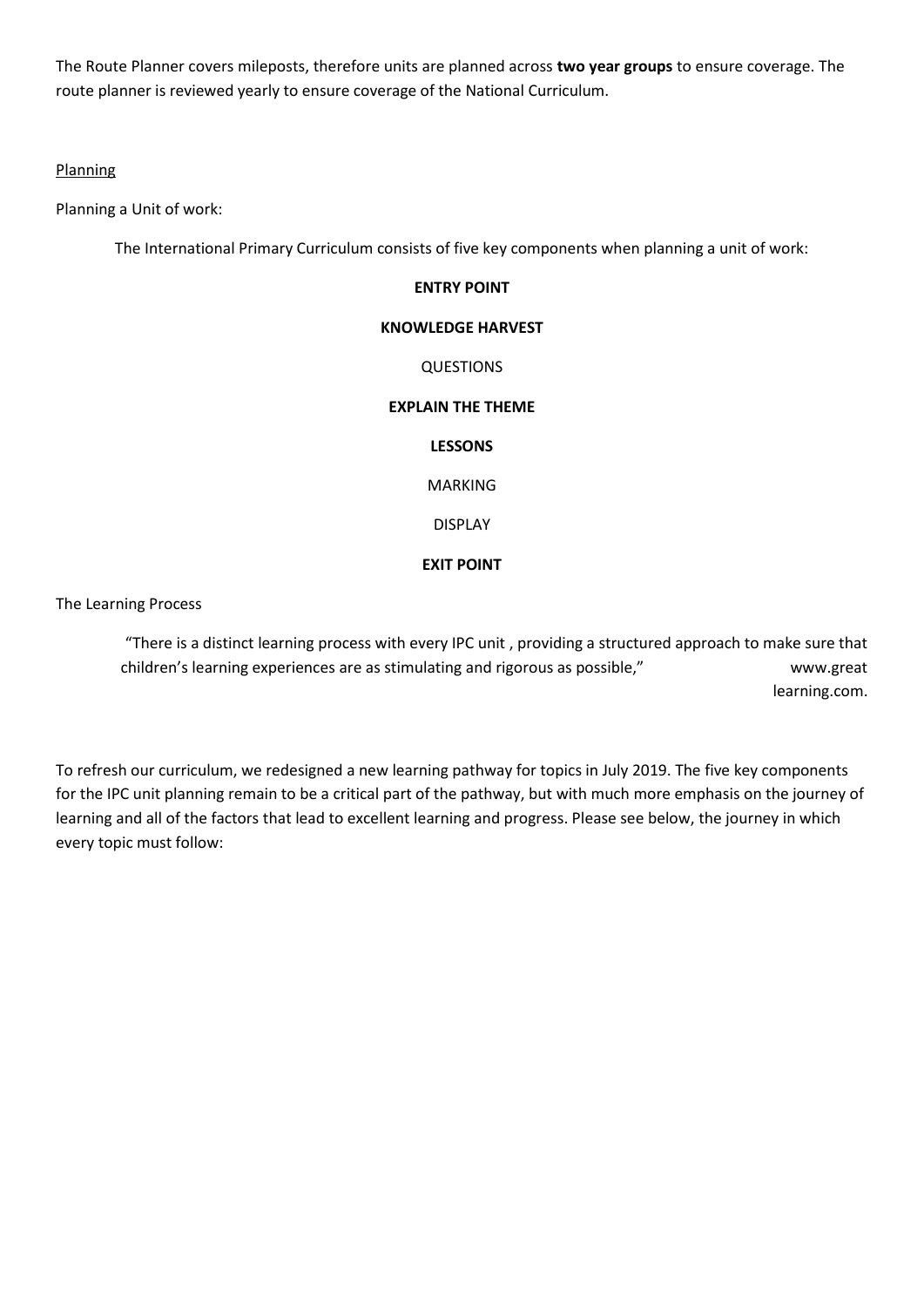The Route Planner covers mileposts, therefore units are planned across **two year groups** to ensure coverage. The route planner is reviewed yearly to ensure coverage of the National Curriculum.

Planning

Planning a Unit of work:

The International Primary Curriculum consists of five key components when planning a unit of work:

**ENTRY POINT**

**KNOWLEDGE HARVEST**

QUESTIONS

**EXPLAIN THE THEME**

**LESSONS**

MARKING

DISPLAY

**EXIT POINT**

The Learning Process

> "There is a distinct learning process with every IPC unit , providing a structured approach to make sure that children's learning experiences are as stimulating and rigorous as possible," www.great learning.com.

To refresh our curriculum, we redesigned a new learning pathway for topics in July 2019. The five key components for the IPC unit planning remain to be a critical part of the pathway, but with much more emphasis on the journey of learning and all of the factors that lead to excellent learning and progress. Please see below, the journey in which every topic must follow: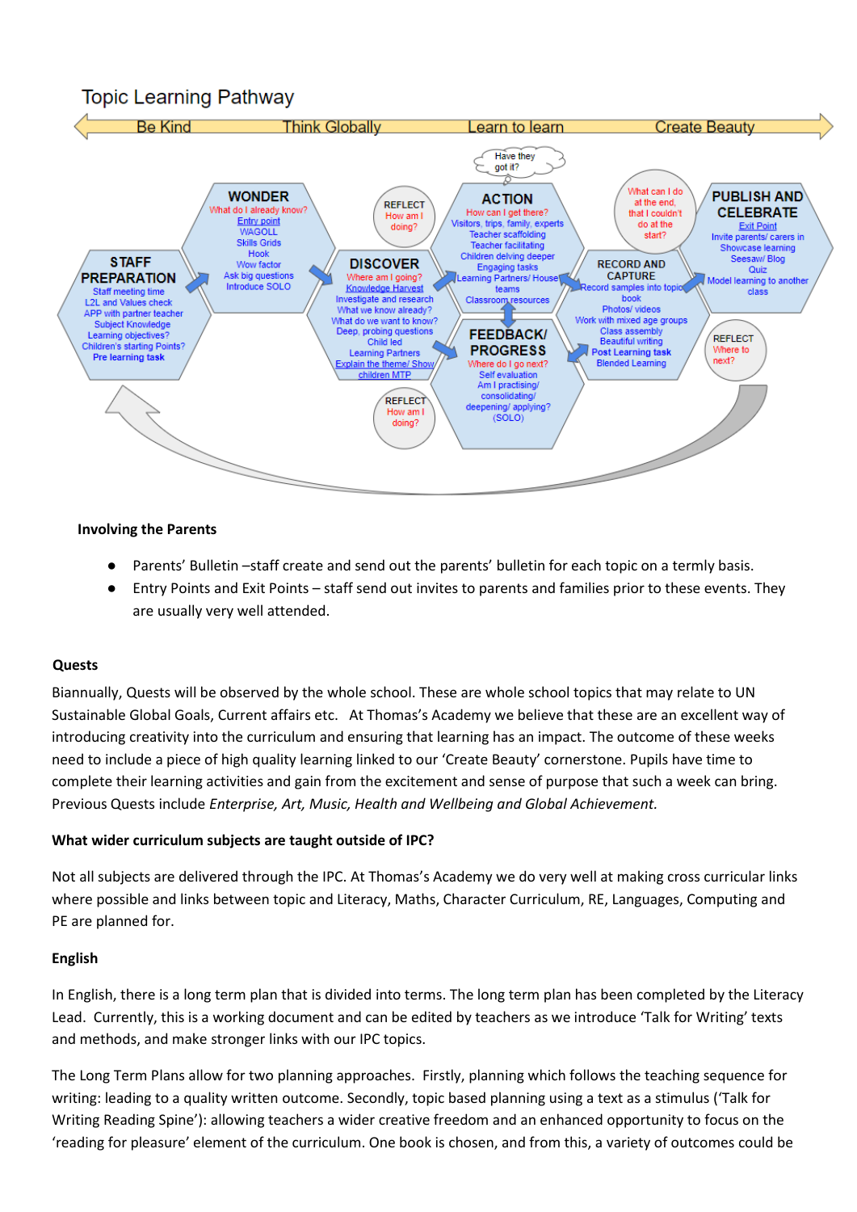## Topic Learning Pathway

Be Kind | Think Globally | Learn to learn | Create Beauty

**STAFF PREPARATION**
Staff meeting time
L2L and Values check
APP with partner teacher
Subject Knowledge
Learning objectives?
Children's starting Points?
Pre learning task

**WONDER**
What do I already know?
Entry point
WAGOLL
Skills Grids
Hook
Wow factor
Ask big questions
Introduce SOLO

REFLECT
How am I doing?

**DISCOVER**
Where am I going?
Knowledge Harvest
Investigate and research
What we know already?
What do we want to know?
Deep, probing questions
Child led
Learning Partners
Explain the theme/ Show children MTP

REFLECT
How am I doing?

Have they got it?

**ACTION**
How can I get there?
Visitors, trips, family, experts
Teacher scaffolding
Teacher facilitating
Children delving deeper
Engaging tasks
Learning Partners/ House teams
Classroom resources

**FEEDBACK/ PROGRESS**
Where do I go next?
Self evaluation
Am I practising/ consolidating/ deepening/ applying? (SOLO)

What can I do at the end, that I couldn't do at the start?

**RECORD AND CAPTURE**
Record samples into topic book
Photos/ videos
Work with mixed age groups
Class assembly
Beautiful writing
Post Learning task
Blended Learning

**PUBLISH AND CELEBRATE**
Exit Point
Invite parents/ carers in
Showcase learning
Seesaw/ Blog
Quiz
Model learning to another class

REFLECT
Where to next?

**Involving the Parents**

- Parents' Bulletin –staff create and send out the parents' bulletin for each topic on a termly basis.
- Entry Points and Exit Points – staff send out invites to parents and families prior to these events. They are usually very well attended.

**Quests**

Biannually, Quests will be observed by the whole school. These are whole school topics that may relate to UN Sustainable Global Goals, Current affairs etc. At Thomas's Academy we believe that these are an excellent way of introducing creativity into the curriculum and ensuring that learning has an impact. The outcome of these weeks need to include a piece of high quality learning linked to our 'Create Beauty' cornerstone. Pupils have time to complete their learning activities and gain from the excitement and sense of purpose that such a week can bring. Previous Quests include *Enterprise, Art, Music, Health and Wellbeing and Global Achievement.*

**What wider curriculum subjects are taught outside of IPC?**

Not all subjects are delivered through the IPC. At Thomas's Academy we do very well at making cross curricular links where possible and links between topic and Literacy, Maths, Character Curriculum, RE, Languages, Computing and PE are planned for.

**English**

In English, there is a long term plan that is divided into terms. The long term plan has been completed by the Literacy Lead. Currently, this is a working document and can be edited by teachers as we introduce 'Talk for Writing' texts and methods, and make stronger links with our IPC topics.

The Long Term Plans allow for two planning approaches. Firstly, planning which follows the teaching sequence for writing: leading to a quality written outcome. Secondly, topic based planning using a text as a stimulus ('Talk for Writing Reading Spine'): allowing teachers a wider creative freedom and an enhanced opportunity to focus on the 'reading for pleasure' element of the curriculum. One book is chosen, and from this, a variety of outcomes could be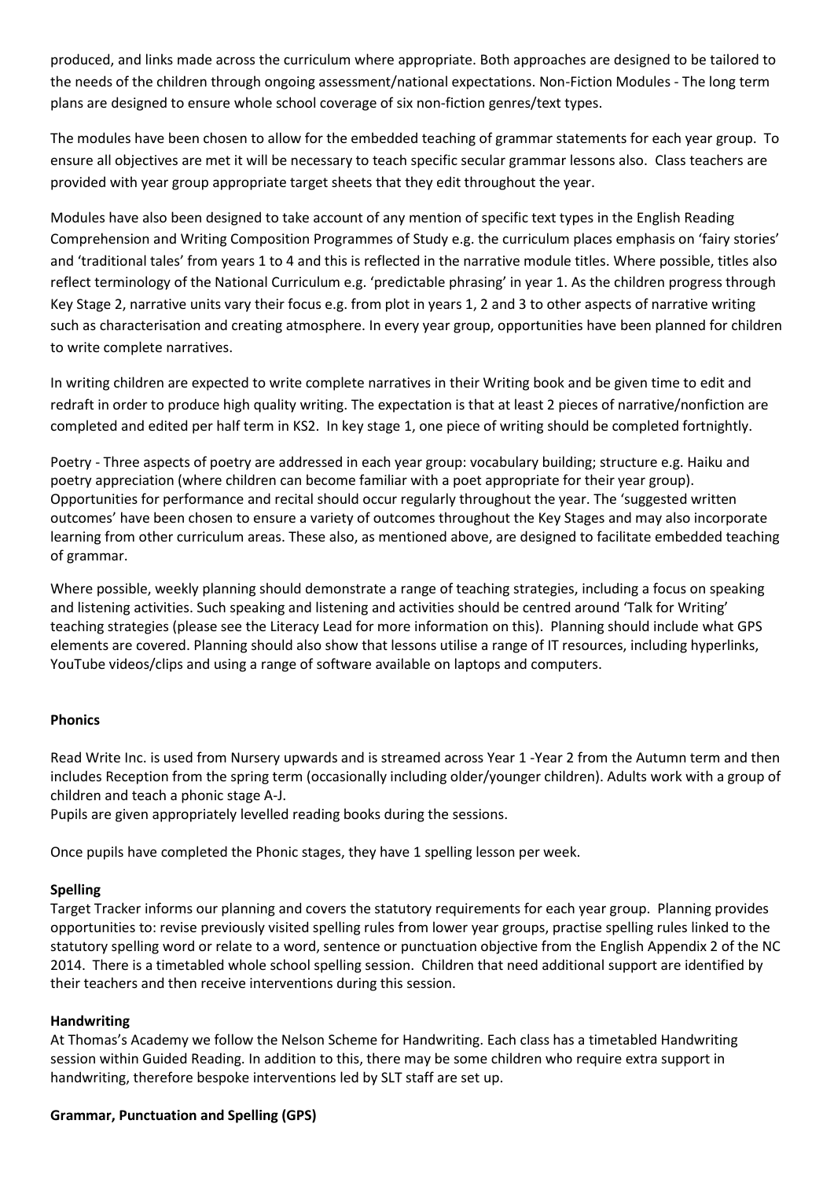produced, and links made across the curriculum where appropriate. Both approaches are designed to be tailored to the needs of the children through ongoing assessment/national expectations. Non-Fiction Modules - The long term plans are designed to ensure whole school coverage of six non-fiction genres/text types.

The modules have been chosen to allow for the embedded teaching of grammar statements for each year group. To ensure all objectives are met it will be necessary to teach specific secular grammar lessons also. Class teachers are provided with year group appropriate target sheets that they edit throughout the year.

Modules have also been designed to take account of any mention of specific text types in the English Reading Comprehension and Writing Composition Programmes of Study e.g. the curriculum places emphasis on 'fairy stories' and 'traditional tales' from years 1 to 4 and this is reflected in the narrative module titles. Where possible, titles also reflect terminology of the National Curriculum e.g. 'predictable phrasing' in year 1. As the children progress through Key Stage 2, narrative units vary their focus e.g. from plot in years 1, 2 and 3 to other aspects of narrative writing such as characterisation and creating atmosphere. In every year group, opportunities have been planned for children to write complete narratives.

In writing children are expected to write complete narratives in their Writing book and be given time to edit and redraft in order to produce high quality writing. The expectation is that at least 2 pieces of narrative/nonfiction are completed and edited per half term in KS2. In key stage 1, one piece of writing should be completed fortnightly.

Poetry - Three aspects of poetry are addressed in each year group: vocabulary building; structure e.g. Haiku and poetry appreciation (where children can become familiar with a poet appropriate for their year group). Opportunities for performance and recital should occur regularly throughout the year. The 'suggested written outcomes' have been chosen to ensure a variety of outcomes throughout the Key Stages and may also incorporate learning from other curriculum areas. These also, as mentioned above, are designed to facilitate embedded teaching of grammar.

Where possible, weekly planning should demonstrate a range of teaching strategies, including a focus on speaking and listening activities. Such speaking and listening and activities should be centred around 'Talk for Writing' teaching strategies (please see the Literacy Lead for more information on this). Planning should include what GPS elements are covered. Planning should also show that lessons utilise a range of IT resources, including hyperlinks, YouTube videos/clips and using a range of software available on laptops and computers.

**Phonics**

Read Write Inc. is used from Nursery upwards and is streamed across Year 1 -Year 2 from the Autumn term and then includes Reception from the spring term (occasionally including older/younger children). Adults work with a group of children and teach a phonic stage A-J.
Pupils are given appropriately levelled reading books during the sessions.

Once pupils have completed the Phonic stages, they have 1 spelling lesson per week.

**Spelling**

Target Tracker informs our planning and covers the statutory requirements for each year group. Planning provides opportunities to: revise previously visited spelling rules from lower year groups, practise spelling rules linked to the statutory spelling word or relate to a word, sentence or punctuation objective from the English Appendix 2 of the NC 2014. There is a timetabled whole school spelling session. Children that need additional support are identified by their teachers and then receive interventions during this session.

**Handwriting**

At Thomas's Academy we follow the Nelson Scheme for Handwriting. Each class has a timetabled Handwriting session within Guided Reading. In addition to this, there may be some children who require extra support in handwriting, therefore bespoke interventions led by SLT staff are set up.

**Grammar, Punctuation and Spelling (GPS)**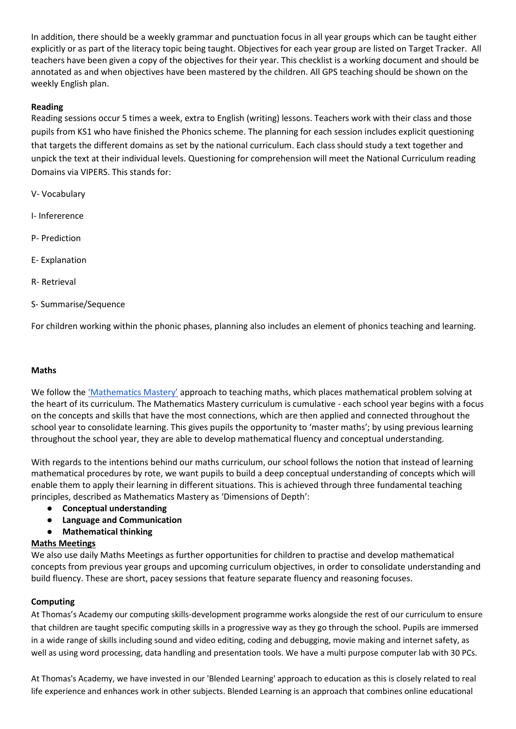In addition, there should be a weekly grammar and punctuation focus in all year groups which can be taught either explicitly or as part of the literacy topic being taught. Objectives for each year group are listed on Target Tracker. All teachers have been given a copy of the objectives for their year. This checklist is a working document and should be annotated as and when objectives have been mastered by the children. All GPS teaching should be shown on the weekly English plan.

**Reading**

Reading sessions occur 5 times a week, extra to English (writing) lessons. Teachers work with their class and those pupils from KS1 who have finished the Phonics scheme. The planning for each session includes explicit questioning that targets the different domains as set by the national curriculum. Each class should study a text together and unpick the text at their individual levels. Questioning for comprehension will meet the National Curriculum reading Domains via VIPERS. This stands for:

V- Vocabulary

I- Infererence

P- Prediction

E- Explanation

R- Retrieval

S- Summarise/Sequence

For children working within the phonic phases, planning also includes an element of phonics teaching and learning.

**Maths**

We follow the 'Mathematics Mastery' approach to teaching maths, which places mathematical problem solving at the heart of its curriculum. The Mathematics Mastery curriculum is cumulative - each school year begins with a focus on the concepts and skills that have the most connections, which are then applied and connected throughout the school year to consolidate learning. This gives pupils the opportunity to 'master maths'; by using previous learning throughout the school year, they are able to develop mathematical fluency and conceptual understanding.

With regards to the intentions behind our maths curriculum, our school follows the notion that instead of learning mathematical procedures by rote, we want pupils to build a deep conceptual understanding of concepts which will enable them to apply their learning in different situations. This is achieved through three fundamental teaching principles, described as Mathematics Mastery as 'Dimensions of Depth':

- **Conceptual understanding**
- **Language and Communication**
- **Mathematical thinking**

**Maths Meetings**

We also use daily Maths Meetings as further opportunities for children to practise and develop mathematical concepts from previous year groups and upcoming curriculum objectives, in order to consolidate understanding and build fluency. These are short, pacey sessions that feature separate fluency and reasoning focuses.

**Computing**

At Thomas's Academy our computing skills-development programme works alongside the rest of our curriculum to ensure that children are taught specific computing skills in a progressive way as they go through the school. Pupils are immersed in a wide range of skills including sound and video editing, coding and debugging, movie making and internet safety, as well as using word processing, data handling and presentation tools. We have a multi purpose computer lab with 30 PCs.

At Thomas's Academy, we have invested in our 'Blended Learning' approach to education as this is closely related to real life experience and enhances work in other subjects. Blended Learning is an approach that combines online educational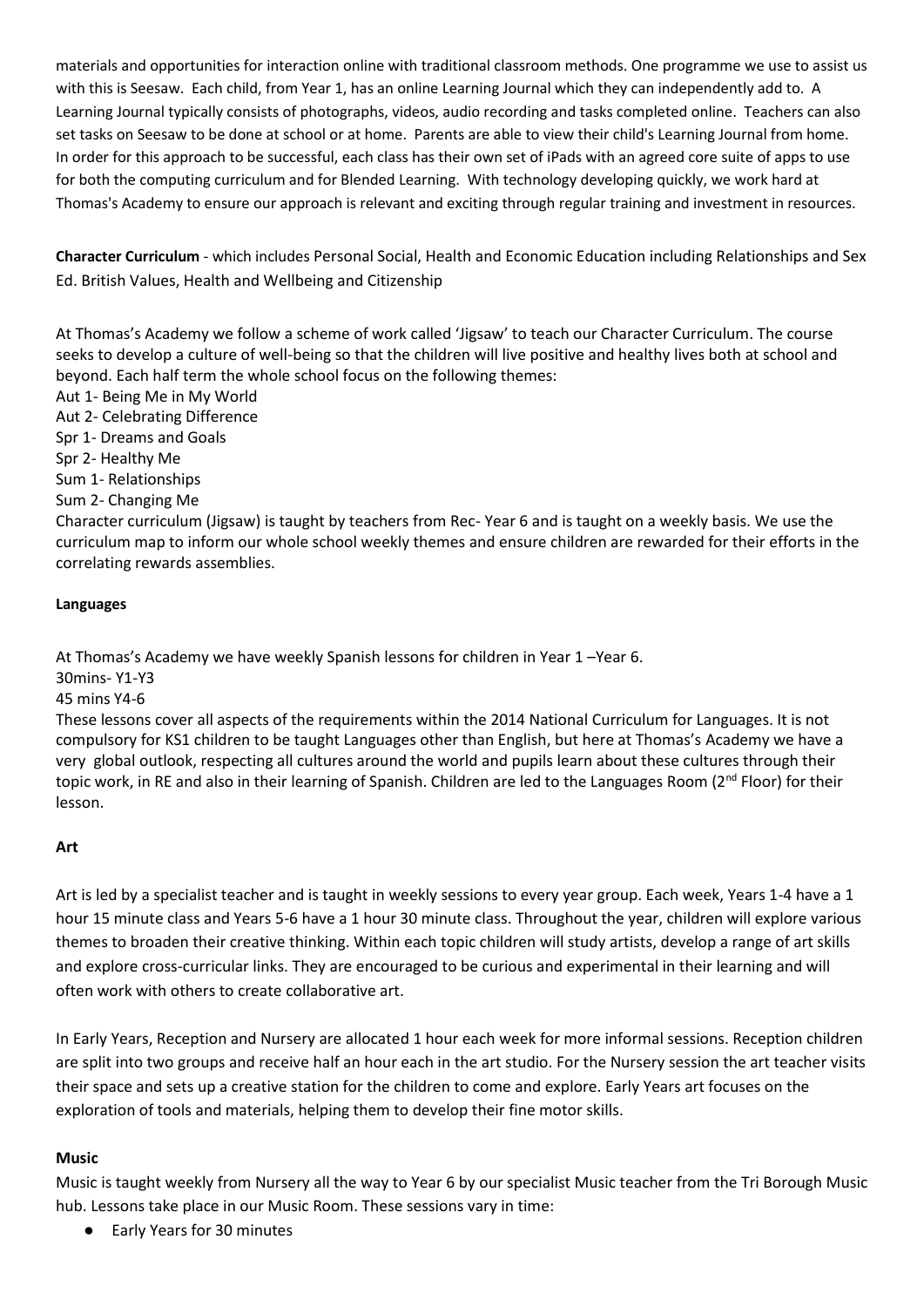materials and opportunities for interaction online with traditional classroom methods. One programme we use to assist us with this is Seesaw. Each child, from Year 1, has an online Learning Journal which they can independently add to. A Learning Journal typically consists of photographs, videos, audio recording and tasks completed online. Teachers can also set tasks on Seesaw to be done at school or at home. Parents are able to view their child's Learning Journal from home. In order for this approach to be successful, each class has their own set of iPads with an agreed core suite of apps to use for both the computing curriculum and for Blended Learning. With technology developing quickly, we work hard at Thomas's Academy to ensure our approach is relevant and exciting through regular training and investment in resources.

**Character Curriculum** - which includes Personal Social, Health and Economic Education including Relationships and Sex Ed. British Values, Health and Wellbeing and Citizenship

At Thomas's Academy we follow a scheme of work called 'Jigsaw' to teach our Character Curriculum. The course seeks to develop a culture of well-being so that the children will live positive and healthy lives both at school and beyond. Each half term the whole school focus on the following themes:
Aut 1- Being Me in My World
Aut 2- Celebrating Difference
Spr 1- Dreams and Goals
Spr 2- Healthy Me
Sum 1- Relationships
Sum 2- Changing Me
Character curriculum (Jigsaw) is taught by teachers from Rec- Year 6 and is taught on a weekly basis. We use the curriculum map to inform our whole school weekly themes and ensure children are rewarded for their efforts in the correlating rewards assemblies.

**Languages**

At Thomas's Academy we have weekly Spanish lessons for children in Year 1 –Year 6.
30mins- Y1-Y3
45 mins Y4-6
These lessons cover all aspects of the requirements within the 2014 National Curriculum for Languages. It is not compulsory for KS1 children to be taught Languages other than English, but here at Thomas's Academy we have a very global outlook, respecting all cultures around the world and pupils learn about these cultures through their topic work, in RE and also in their learning of Spanish. Children are led to the Languages Room (2nd Floor) for their lesson.

**Art**

Art is led by a specialist teacher and is taught in weekly sessions to every year group. Each week, Years 1-4 have a 1 hour 15 minute class and Years 5-6 have a 1 hour 30 minute class. Throughout the year, children will explore various themes to broaden their creative thinking. Within each topic children will study artists, develop a range of art skills and explore cross-curricular links. They are encouraged to be curious and experimental in their learning and will often work with others to create collaborative art.

In Early Years, Reception and Nursery are allocated 1 hour each week for more informal sessions. Reception children are split into two groups and receive half an hour each in the art studio. For the Nursery session the art teacher visits their space and sets up a creative station for the children to come and explore. Early Years art focuses on the exploration of tools and materials, helping them to develop their fine motor skills.

**Music**

Music is taught weekly from Nursery all the way to Year 6 by our specialist Music teacher from the Tri Borough Music hub. Lessons take place in our Music Room. These sessions vary in time:

- Early Years for 30 minutes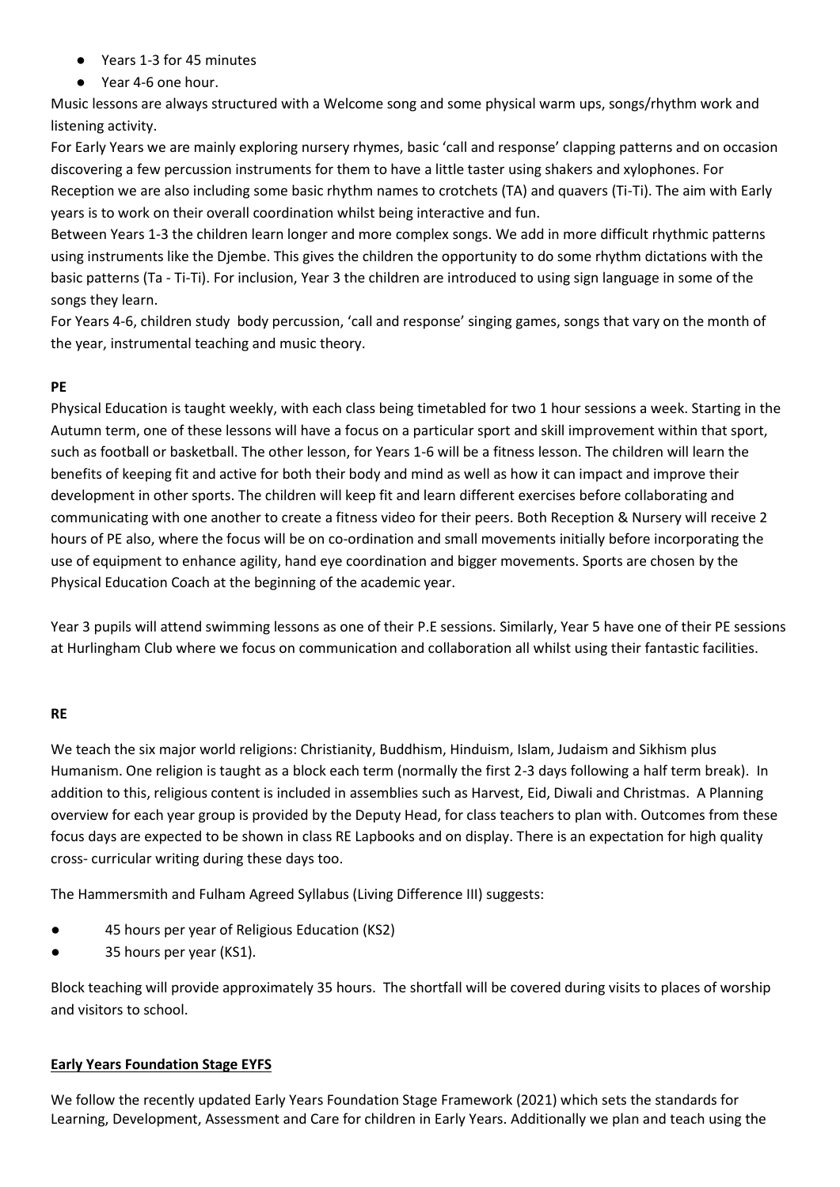- Years 1-3 for 45 minutes
- Year 4-6 one hour.

Music lessons are always structured with a Welcome song and some physical warm ups, songs/rhythm work and listening activity.

For Early Years we are mainly exploring nursery rhymes, basic 'call and response' clapping patterns and on occasion discovering a few percussion instruments for them to have a little taster using shakers and xylophones. For Reception we are also including some basic rhythm names to crotchets (TA) and quavers (Ti-Ti). The aim with Early years is to work on their overall coordination whilst being interactive and fun.

Between Years 1-3 the children learn longer and more complex songs. We add in more difficult rhythmic patterns using instruments like the Djembe. This gives the children the opportunity to do some rhythm dictations with the basic patterns (Ta - Ti-Ti). For inclusion, Year 3 the children are introduced to using sign language in some of the songs they learn.

For Years 4-6, children study body percussion, 'call and response' singing games, songs that vary on the month of the year, instrumental teaching and music theory.

**PE**

Physical Education is taught weekly, with each class being timetabled for two 1 hour sessions a week. Starting in the Autumn term, one of these lessons will have a focus on a particular sport and skill improvement within that sport, such as football or basketball. The other lesson, for Years 1-6 will be a fitness lesson. The children will learn the benefits of keeping fit and active for both their body and mind as well as how it can impact and improve their development in other sports. The children will keep fit and learn different exercises before collaborating and communicating with one another to create a fitness video for their peers. Both Reception & Nursery will receive 2 hours of PE also, where the focus will be on co-ordination and small movements initially before incorporating the use of equipment to enhance agility, hand eye coordination and bigger movements. Sports are chosen by the Physical Education Coach at the beginning of the academic year.

Year 3 pupils will attend swimming lessons as one of their P.E sessions. Similarly, Year 5 have one of their PE sessions at Hurlingham Club where we focus on communication and collaboration all whilst using their fantastic facilities.

**RE**

We teach the six major world religions: Christianity, Buddhism, Hinduism, Islam, Judaism and Sikhism plus Humanism. One religion is taught as a block each term (normally the first 2-3 days following a half term break). In addition to this, religious content is included in assemblies such as Harvest, Eid, Diwali and Christmas. A Planning overview for each year group is provided by the Deputy Head, for class teachers to plan with. Outcomes from these focus days are expected to be shown in class RE Lapbooks and on display. There is an expectation for high quality cross- curricular writing during these days too.

The Hammersmith and Fulham Agreed Syllabus (Living Difference III) suggests:

- 45 hours per year of Religious Education (KS2)
- 35 hours per year (KS1).

Block teaching will provide approximately 35 hours. The shortfall will be covered during visits to places of worship and visitors to school.

**Early Years Foundation Stage EYFS**

We follow the recently updated Early Years Foundation Stage Framework (2021) which sets the standards for Learning, Development, Assessment and Care for children in Early Years. Additionally we plan and teach using the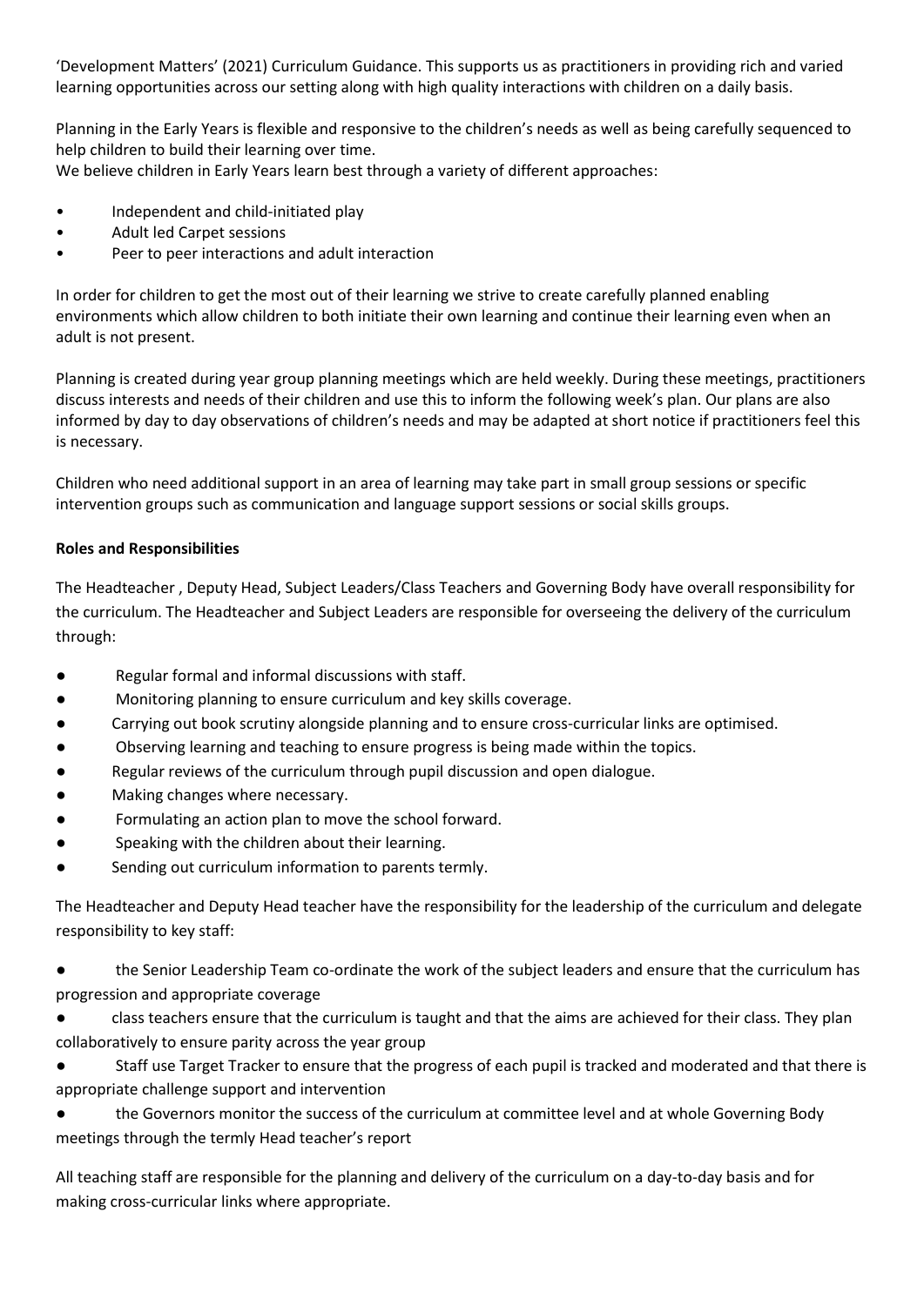'Development Matters' (2021) Curriculum Guidance. This supports us as practitioners in providing rich and varied learning opportunities across our setting along with high quality interactions with children on a daily basis.

Planning in the Early Years is flexible and responsive to the children's needs as well as being carefully sequenced to help children to build their learning over time.

We believe children in Early Years learn best through a variety of different approaches:

- Independent and child-initiated play
- Adult led Carpet sessions
- Peer to peer interactions and adult interaction

In order for children to get the most out of their learning we strive to create carefully planned enabling environments which allow children to both initiate their own learning and continue their learning even when an adult is not present.

Planning is created during year group planning meetings which are held weekly. During these meetings, practitioners discuss interests and needs of their children and use this to inform the following week's plan. Our plans are also informed by day to day observations of children's needs and may be adapted at short notice if practitioners feel this is necessary.

Children who need additional support in an area of learning may take part in small group sessions or specific intervention groups such as communication and language support sessions or social skills groups.

**Roles and Responsibilities**

The Headteacher , Deputy Head, Subject Leaders/Class Teachers and Governing Body have overall responsibility for the curriculum. The Headteacher and Subject Leaders are responsible for overseeing the delivery of the curriculum through:

- Regular formal and informal discussions with staff.
- Monitoring planning to ensure curriculum and key skills coverage.
- Carrying out book scrutiny alongside planning and to ensure cross-curricular links are optimised.
- Observing learning and teaching to ensure progress is being made within the topics.
- Regular reviews of the curriculum through pupil discussion and open dialogue.
- Making changes where necessary.
- Formulating an action plan to move the school forward.
- Speaking with the children about their learning.
- Sending out curriculum information to parents termly.

The Headteacher and Deputy Head teacher have the responsibility for the leadership of the curriculum and delegate responsibility to key staff:

- the Senior Leadership Team co-ordinate the work of the subject leaders and ensure that the curriculum has progression and appropriate coverage
- class teachers ensure that the curriculum is taught and that the aims are achieved for their class. They plan collaboratively to ensure parity across the year group
- Staff use Target Tracker to ensure that the progress of each pupil is tracked and moderated and that there is appropriate challenge support and intervention
- the Governors monitor the success of the curriculum at committee level and at whole Governing Body meetings through the termly Head teacher's report

All teaching staff are responsible for the planning and delivery of the curriculum on a day-to-day basis and for making cross-curricular links where appropriate.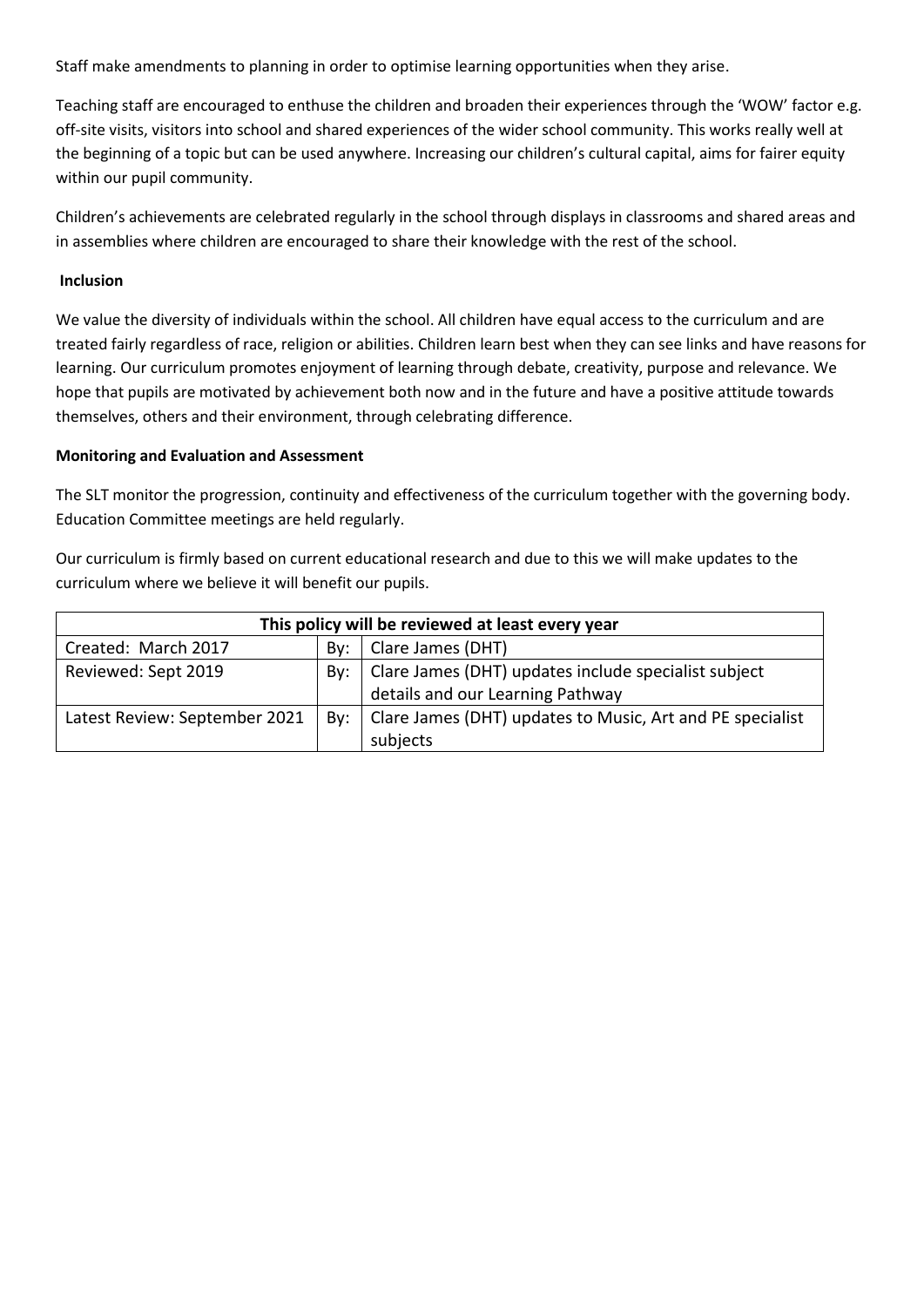Staff make amendments to planning in order to optimise learning opportunities when they arise.

Teaching staff are encouraged to enthuse the children and broaden their experiences through the 'WOW' factor e.g. off-site visits, visitors into school and shared experiences of the wider school community. This works really well at the beginning of a topic but can be used anywhere. Increasing our children's cultural capital, aims for fairer equity within our pupil community.

Children's achievements are celebrated regularly in the school through displays in classrooms and shared areas and in assemblies where children are encouraged to share their knowledge with the rest of the school.

**Inclusion**

We value the diversity of individuals within the school. All children have equal access to the curriculum and are treated fairly regardless of race, religion or abilities. Children learn best when they can see links and have reasons for learning. Our curriculum promotes enjoyment of learning through debate, creativity, purpose and relevance. We hope that pupils are motivated by achievement both now and in the future and have a positive attitude towards themselves, others and their environment, through celebrating difference.

**Monitoring and Evaluation and Assessment**

The SLT monitor the progression, continuity and effectiveness of the curriculum together with the governing body. Education Committee meetings are held regularly.

Our curriculum is firmly based on current educational research and due to this we will make updates to the curriculum where we believe it will benefit our pupils.

| This policy will be reviewed at least every year | | |
|---|---|---|
| Created: March 2017 | By: | Clare James (DHT) |
| Reviewed: Sept 2019 | By: | Clare James (DHT) updates include specialist subject details and our Learning Pathway |
| Latest Review: September 2021 | By: | Clare James (DHT) updates to Music, Art and PE specialist subjects |